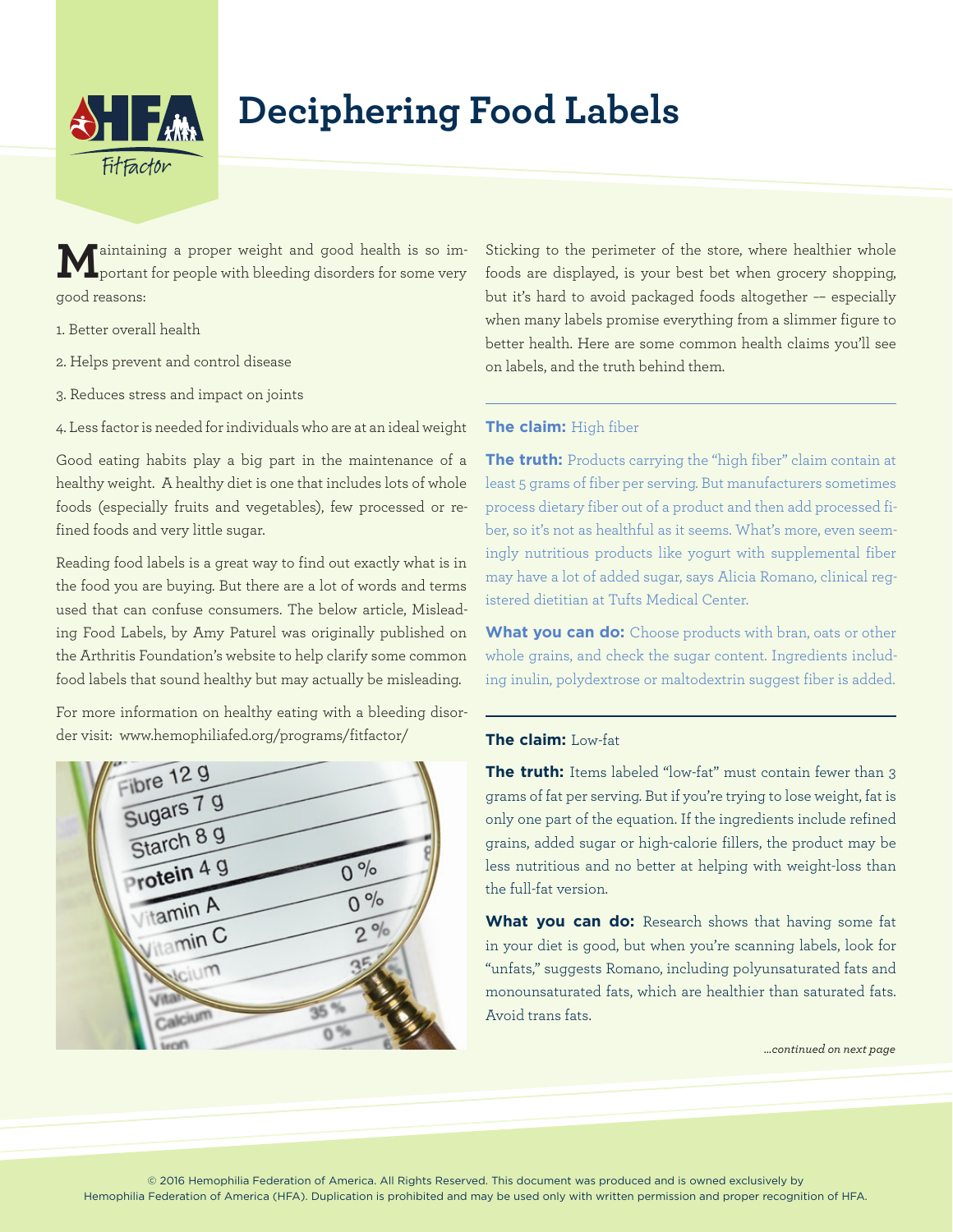# Deciphering Food Labels

Maintaining a proper weight and good health is so important for people with bleeding disorders for some very good reasons:

1. Better overall health
2. Helps prevent and control disease
3. Reduces stress and impact on joints
4. Less factor is needed for individuals who are at an ideal weight

Good eating habits play a big part in the maintenance of a healthy weight. A healthy diet is one that includes lots of whole foods (especially fruits and vegetables), few processed or refined foods and very little sugar.

Reading food labels is a great way to find out exactly what is in the food you are buying. But there are a lot of words and terms used that can confuse consumers. The below article, Misleading Food Labels, by Amy Paturel was originally published on the Arthritis Foundation's website to help clarify some common food labels that sound healthy but may actually be misleading.

For more information on healthy eating with a bleeding disorder visit: www.hemophiliafed.org/programs/fitfactor/

Sticking to the perimeter of the store, where healthier whole foods are displayed, is your best bet when grocery shopping, but it's hard to avoid packaged foods altogether –– especially when many labels promise everything from a slimmer figure to better health. Here are some common health claims you'll see on labels, and the truth behind them.

---

**The claim:** High fiber

**The truth:** Products carrying the "high fiber" claim contain at least 5 grams of fiber per serving. But manufacturers sometimes process dietary fiber out of a product and then add processed fiber, so it's not as healthful as it seems. What's more, even seemingly nutritious products like yogurt with supplemental fiber may have a lot of added sugar, says Alicia Romano, clinical registered dietitian at Tufts Medical Center.

**What you can do:** Choose products with bran, oats or other whole grains, and check the sugar content. Ingredients including inulin, polydextrose or maltodextrin suggest fiber is added.

---

**The claim:** Low-fat

**The truth:** Items labeled "low-fat" must contain fewer than 3 grams of fat per serving. But if you're trying to lose weight, fat is only one part of the equation. If the ingredients include refined grains, added sugar or high-calorie fillers, the product may be less nutritious and no better at helping with weight-loss than the full-fat version.

**What you can do:** Research shows that having some fat in your diet is good, but when you're scanning labels, look for "unfats," suggests Romano, including polyunsaturated fats and monounsaturated fats, which are healthier than saturated fats. Avoid trans fats.

*...continued on next page*

© 2016 Hemophilia Federation of America. All Rights Reserved. This document was produced and is owned exclusively by Hemophilia Federation of America (HFA). Duplication is prohibited and may be used only with written permission and proper recognition of HFA.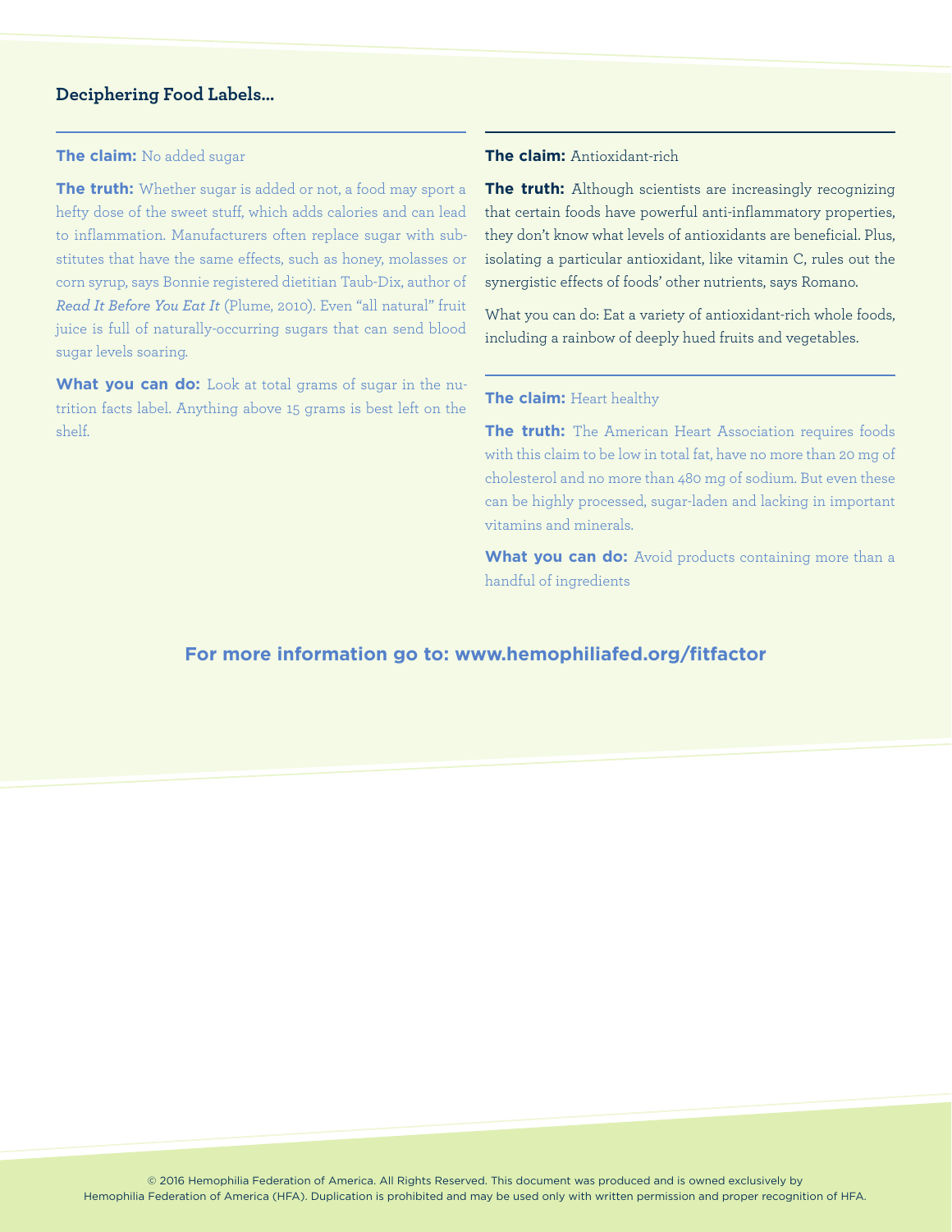### Deciphering Food Labels…

**The claim:** No added sugar

**The truth:** Whether sugar is added or not, a food may sport a hefty dose of the sweet stuff, which adds calories and can lead to inflammation. Manufacturers often replace sugar with substitutes that have the same effects, such as honey, molasses or corn syrup, says Bonnie registered dietitian Taub-Dix, author of *Read It Before You Eat It* (Plume, 2010). Even "all natural" fruit juice is full of naturally-occurring sugars that can send blood sugar levels soaring.

**What you can do:** Look at total grams of sugar in the nutrition facts label. Anything above 15 grams is best left on the shelf.

**The claim:** Antioxidant-rich

**The truth:** Although scientists are increasingly recognizing that certain foods have powerful anti-inflammatory properties, they don't know what levels of antioxidants are beneficial. Plus, isolating a particular antioxidant, like vitamin C, rules out the synergistic effects of foods' other nutrients, says Romano.

What you can do: Eat a variety of antioxidant-rich whole foods, including a rainbow of deeply hued fruits and vegetables.

**The claim:** Heart healthy

**The truth:** The American Heart Association requires foods with this claim to be low in total fat, have no more than 20 mg of cholesterol and no more than 480 mg of sodium. But even these can be highly processed, sugar-laden and lacking in important vitamins and minerals.

**What you can do:** Avoid products containing more than a handful of ingredients

**For more information go to: www.hemophiliafed.org/fitfactor**

© 2016 Hemophilia Federation of America. All Rights Reserved. This document was produced and is owned exclusively by Hemophilia Federation of America (HFA). Duplication is prohibited and may be used only with written permission and proper recognition of HFA.